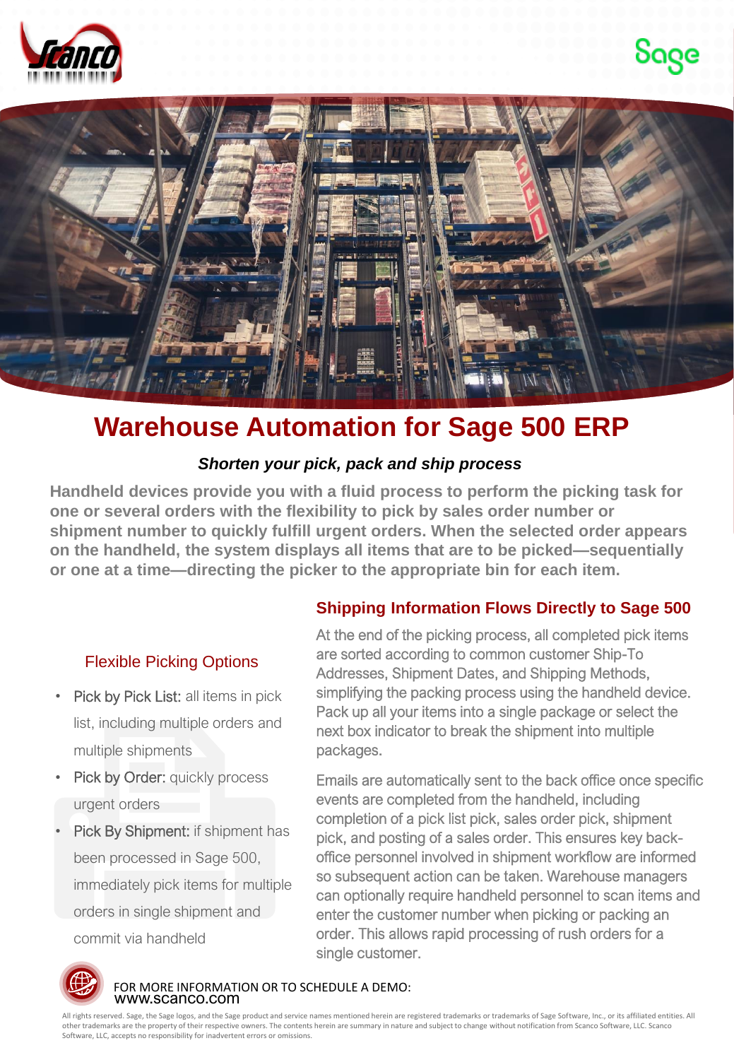# Warehouse Automation for Sage 500 ERP

***Shorten your pick, pack and ship process***

**Handheld devices provide you with a fluid process to perform the picking task for one or several orders with the flexibility to pick by sales order number or shipment number to quickly fulfill urgent orders. When the selected order appears on the handheld, the system displays all items that are to be picked—sequentially or one at a time—directing the picker to the appropriate bin for each item.**

## Flexible Picking Options

- Pick by Pick List: all items in pick list, including multiple orders and multiple shipments
- Pick by Order: quickly process urgent orders
- Pick By Shipment: if shipment has been processed in Sage 500, immediately pick items for multiple orders in single shipment and commit via handheld

## Shipping Information Flows Directly to Sage 500

At the end of the picking process, all completed pick items are sorted according to common customer Ship-To Addresses, Shipment Dates, and Shipping Methods, simplifying the packing process using the handheld device. Pack up all your items into a single package or select the next box indicator to break the shipment into multiple packages.

Emails are automatically sent to the back office once specific events are completed from the handheld, including completion of a pick list pick, sales order pick, shipment pick, and posting of a sales order. This ensures key back-office personnel involved in shipment workflow are informed so subsequent action can be taken. Warehouse managers can optionally require handheld personnel to scan items and enter the customer number when picking or packing an order. This allows rapid processing of rush orders for a single customer.

FOR MORE INFORMATION OR TO SCHEDULE A DEMO:
www.scanco.com

All rights reserved. Sage, the Sage logos, and the Sage product and service names mentioned herein are registered trademarks or trademarks of Sage Software, Inc., or its affiliated entities. All other trademarks are the property of their respective owners. The contents herein are summary in nature and subject to change without notification from Scanco Software, LLC. Scanco Software, LLC, accepts no responsibility for inadvertent errors or omissions.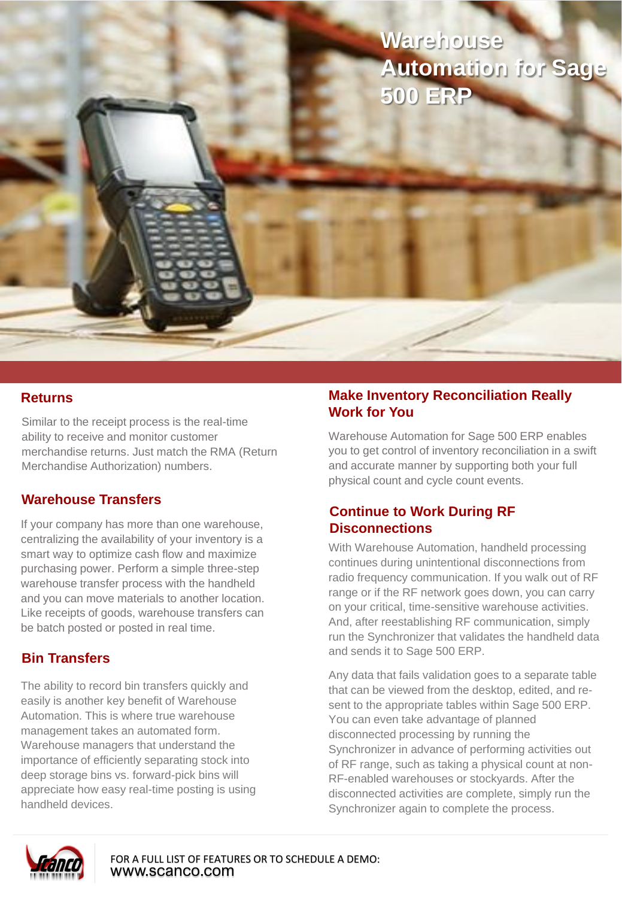# Warehouse Automation for Sage 500 ERP

## Returns

Similar to the receipt process is the real-time ability to receive and monitor customer merchandise returns. Just match the RMA (Return Merchandise Authorization) numbers.

## Warehouse Transfers

If your company has more than one warehouse, centralizing the availability of your inventory is a smart way to optimize cash flow and maximize purchasing power. Perform a simple three-step warehouse transfer process with the handheld and you can move materials to another location. Like receipts of goods, warehouse transfers can be batch posted or posted in real time.

## Bin Transfers

The ability to record bin transfers quickly and easily is another key benefit of Warehouse Automation. This is where true warehouse management takes an automated form. Warehouse managers that understand the importance of efficiently separating stock into deep storage bins vs. forward-pick bins will appreciate how easy real-time posting is using handheld devices.

## Make Inventory Reconciliation Really Work for You

Warehouse Automation for Sage 500 ERP enables you to get control of inventory reconciliation in a swift and accurate manner by supporting both your full physical count and cycle count events.

## Continue to Work During RF Disconnections

With Warehouse Automation, handheld processing continues during unintentional disconnections from radio frequency communication. If you walk out of RF range or if the RF network goes down, you can carry on your critical, time-sensitive warehouse activities. And, after reestablishing RF communication, simply run the Synchronizer that validates the handheld data and sends it to Sage 500 ERP.

Any data that fails validation goes to a separate table that can be viewed from the desktop, edited, and re-sent to the appropriate tables within Sage 500 ERP. You can even take advantage of planned disconnected processing by running the Synchronizer in advance of performing activities out of RF range, such as taking a physical count at non-RF-enabled warehouses or stockyards. After the disconnected activities are complete, simply run the Synchronizer again to complete the process.

Scanco

FOR A FULL LIST OF FEATURES OR TO SCHEDULE A DEMO:
www.scanco.com